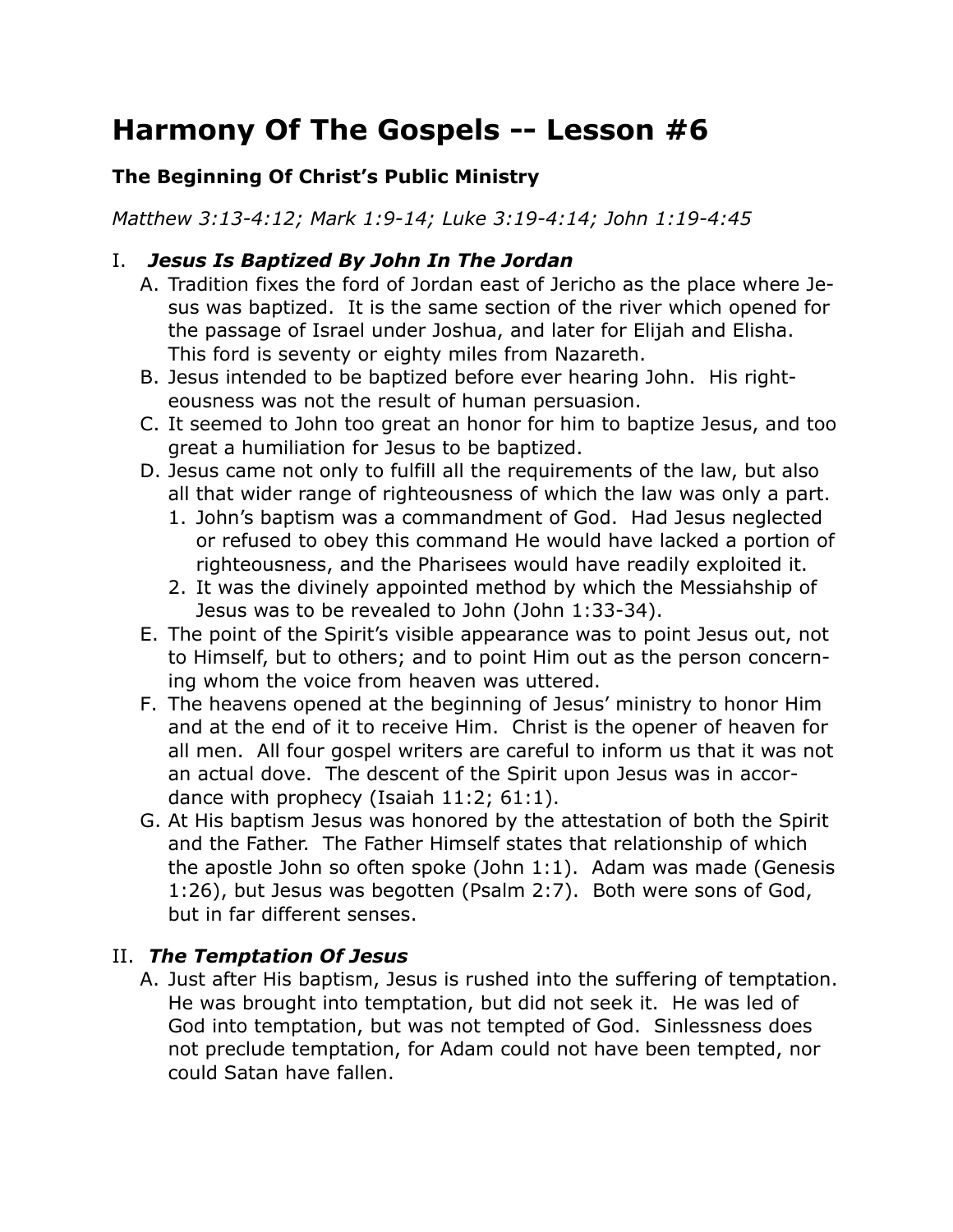# Harmony Of The Gospels -- Lesson #6

### The Beginning Of Christ's Public Ministry

*Matthew 3:13-4:12; Mark 1:9-14; Luke 3:19-4:14; John 1:19-4:45*

I. ***Jesus Is Baptized By John In The Jordan***

   A. Tradition fixes the ford of Jordan east of Jericho as the place where Jesus was baptized. It is the same section of the river which opened for the passage of Israel under Joshua, and later for Elijah and Elisha. This ford is seventy or eighty miles from Nazareth.

   B. Jesus intended to be baptized before ever hearing John. His righteousness was not the result of human persuasion.

   C. It seemed to John too great an honor for him to baptize Jesus, and too great a humiliation for Jesus to be baptized.

   D. Jesus came not only to fulfill all the requirements of the law, but also all that wider range of righteousness of which the law was only a part.

      1. John's baptism was a commandment of God. Had Jesus neglected or refused to obey this command He would have lacked a portion of righteousness, and the Pharisees would have readily exploited it.

      2. It was the divinely appointed method by which the Messiahship of Jesus was to be revealed to John (John 1:33-34).

   E. The point of the Spirit's visible appearance was to point Jesus out, not to Himself, but to others; and to point Him out as the person concerning whom the voice from heaven was uttered.

   F. The heavens opened at the beginning of Jesus' ministry to honor Him and at the end of it to receive Him. Christ is the opener of heaven for all men. All four gospel writers are careful to inform us that it was not an actual dove. The descent of the Spirit upon Jesus was in accordance with prophecy (Isaiah 11:2; 61:1).

   G. At His baptism Jesus was honored by the attestation of both the Spirit and the Father. The Father Himself states that relationship of which the apostle John so often spoke (John 1:1). Adam was made (Genesis 1:26), but Jesus was begotten (Psalm 2:7). Both were sons of God, but in far different senses.

II. ***The Temptation Of Jesus***

   A. Just after His baptism, Jesus is rushed into the suffering of temptation. He was brought into temptation, but did not seek it. He was led of God into temptation, but was not tempted of God. Sinlessness does not preclude temptation, for Adam could not have been tempted, nor could Satan have fallen.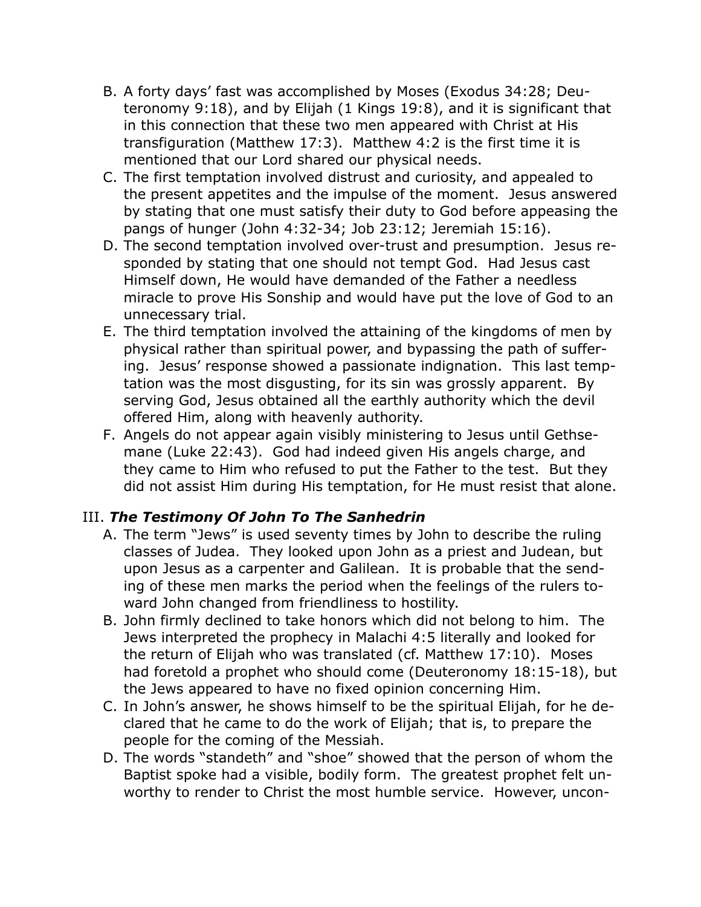B. A forty days' fast was accomplished by Moses (Exodus 34:28; Deuteronomy 9:18), and by Elijah (1 Kings 19:8), and it is significant that in this connection that these two men appeared with Christ at His transfiguration (Matthew 17:3). Matthew 4:2 is the first time it is mentioned that our Lord shared our physical needs.

C. The first temptation involved distrust and curiosity, and appealed to the present appetites and the impulse of the moment. Jesus answered by stating that one must satisfy their duty to God before appeasing the pangs of hunger (John 4:32-34; Job 23:12; Jeremiah 15:16).

D. The second temptation involved over-trust and presumption. Jesus responded by stating that one should not tempt God. Had Jesus cast Himself down, He would have demanded of the Father a needless miracle to prove His Sonship and would have put the love of God to an unnecessary trial.

E. The third temptation involved the attaining of the kingdoms of men by physical rather than spiritual power, and bypassing the path of suffering. Jesus' response showed a passionate indignation. This last temptation was the most disgusting, for its sin was grossly apparent. By serving God, Jesus obtained all the earthly authority which the devil offered Him, along with heavenly authority.

F. Angels do not appear again visibly ministering to Jesus until Gethsemane (Luke 22:43). God had indeed given His angels charge, and they came to Him who refused to put the Father to the test. But they did not assist Him during His temptation, for He must resist that alone.

## III. ***The Testimony Of John To The Sanhedrin***

A. The term "Jews" is used seventy times by John to describe the ruling classes of Judea. They looked upon John as a priest and Judean, but upon Jesus as a carpenter and Galilean. It is probable that the sending of these men marks the period when the feelings of the rulers toward John changed from friendliness to hostility.

B. John firmly declined to take honors which did not belong to him. The Jews interpreted the prophecy in Malachi 4:5 literally and looked for the return of Elijah who was translated (cf. Matthew 17:10). Moses had foretold a prophet who should come (Deuteronomy 18:15-18), but the Jews appeared to have no fixed opinion concerning Him.

C. In John's answer, he shows himself to be the spiritual Elijah, for he declared that he came to do the work of Elijah; that is, to prepare the people for the coming of the Messiah.

D. The words "standeth" and "shoe" showed that the person of whom the Baptist spoke had a visible, bodily form. The greatest prophet felt unworthy to render to Christ the most humble service. However, uncon-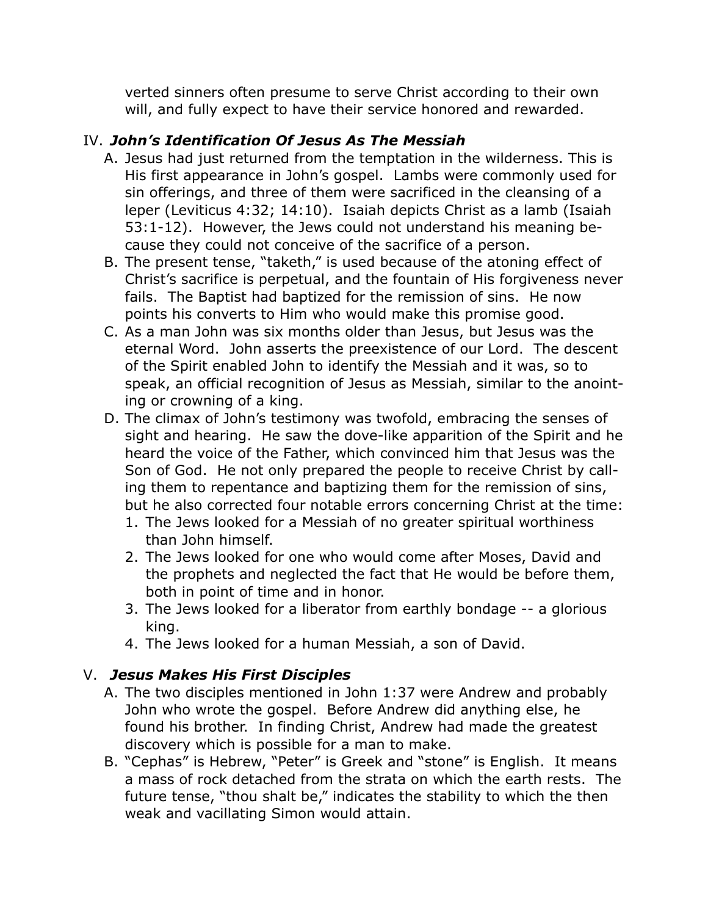verted sinners often presume to serve Christ according to their own will, and fully expect to have their service honored and rewarded.

## IV. *John's Identification Of Jesus As The Messiah*

A. Jesus had just returned from the temptation in the wilderness. This is His first appearance in John's gospel. Lambs were commonly used for sin offerings, and three of them were sacrificed in the cleansing of a leper (Leviticus 4:32; 14:10). Isaiah depicts Christ as a lamb (Isaiah 53:1-12). However, the Jews could not understand his meaning because they could not conceive of the sacrifice of a person.

B. The present tense, "taketh," is used because of the atoning effect of Christ's sacrifice is perpetual, and the fountain of His forgiveness never fails. The Baptist had baptized for the remission of sins. He now points his converts to Him who would make this promise good.

C. As a man John was six months older than Jesus, but Jesus was the eternal Word. John asserts the preexistence of our Lord. The descent of the Spirit enabled John to identify the Messiah and it was, so to speak, an official recognition of Jesus as Messiah, similar to the anointing or crowning of a king.

D. The climax of John's testimony was twofold, embracing the senses of sight and hearing. He saw the dove-like apparition of the Spirit and he heard the voice of the Father, which convinced him that Jesus was the Son of God. He not only prepared the people to receive Christ by calling them to repentance and baptizing them for the remission of sins, but he also corrected four notable errors concerning Christ at the time:

   1. The Jews looked for a Messiah of no greater spiritual worthiness than John himself.
   2. The Jews looked for one who would come after Moses, David and the prophets and neglected the fact that He would be before them, both in point of time and in honor.
   3. The Jews looked for a liberator from earthly bondage -- a glorious king.
   4. The Jews looked for a human Messiah, a son of David.

## V. *Jesus Makes His First Disciples*

A. The two disciples mentioned in John 1:37 were Andrew and probably John who wrote the gospel. Before Andrew did anything else, he found his brother. In finding Christ, Andrew had made the greatest discovery which is possible for a man to make.

B. "Cephas" is Hebrew, "Peter" is Greek and "stone" is English. It means a mass of rock detached from the strata on which the earth rests. The future tense, "thou shalt be," indicates the stability to which the then weak and vacillating Simon would attain.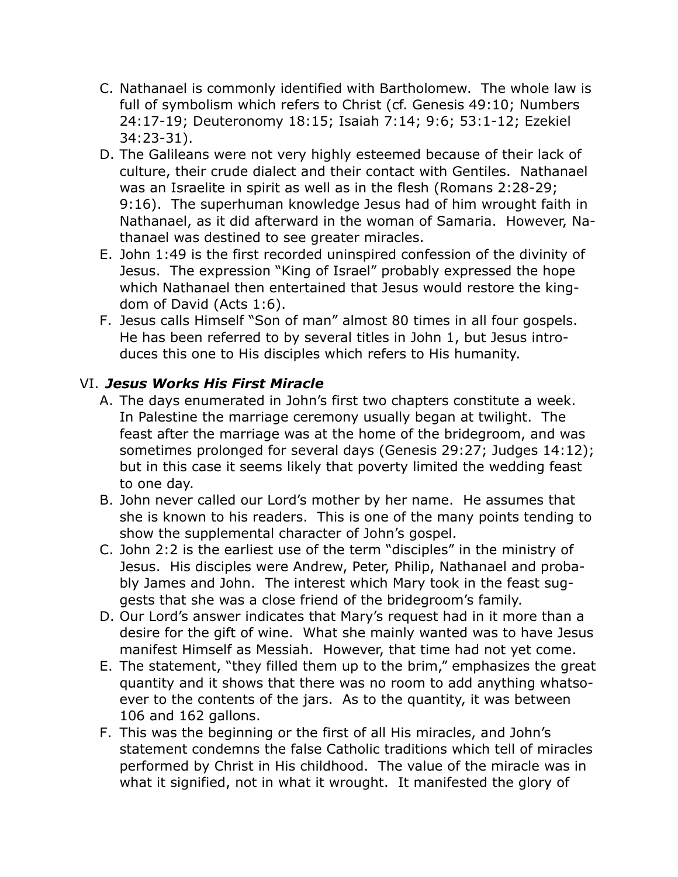C. Nathanael is commonly identified with Bartholomew. The whole law is full of symbolism which refers to Christ (cf. Genesis 49:10; Numbers 24:17-19; Deuteronomy 18:15; Isaiah 7:14; 9:6; 53:1-12; Ezekiel 34:23-31).

D. The Galileans were not very highly esteemed because of their lack of culture, their crude dialect and their contact with Gentiles. Nathanael was an Israelite in spirit as well as in the flesh (Romans 2:28-29; 9:16). The superhuman knowledge Jesus had of him wrought faith in Nathanael, as it did afterward in the woman of Samaria. However, Nathanael was destined to see greater miracles.

E. John 1:49 is the first recorded uninspired confession of the divinity of Jesus. The expression "King of Israel" probably expressed the hope which Nathanael then entertained that Jesus would restore the kingdom of David (Acts 1:6).

F. Jesus calls Himself "Son of man" almost 80 times in all four gospels. He has been referred to by several titles in John 1, but Jesus introduces this one to His disciples which refers to His humanity.

## VI. ***Jesus Works His First Miracle***

A. The days enumerated in John's first two chapters constitute a week. In Palestine the marriage ceremony usually began at twilight. The feast after the marriage was at the home of the bridegroom, and was sometimes prolonged for several days (Genesis 29:27; Judges 14:12); but in this case it seems likely that poverty limited the wedding feast to one day.

B. John never called our Lord's mother by her name. He assumes that she is known to his readers. This is one of the many points tending to show the supplemental character of John's gospel.

C. John 2:2 is the earliest use of the term "disciples" in the ministry of Jesus. His disciples were Andrew, Peter, Philip, Nathanael and probably James and John. The interest which Mary took in the feast suggests that she was a close friend of the bridegroom's family.

D. Our Lord's answer indicates that Mary's request had in it more than a desire for the gift of wine. What she mainly wanted was to have Jesus manifest Himself as Messiah. However, that time had not yet come.

E. The statement, "they filled them up to the brim," emphasizes the great quantity and it shows that there was no room to add anything whatsoever to the contents of the jars. As to the quantity, it was between 106 and 162 gallons.

F. This was the beginning or the first of all His miracles, and John's statement condemns the false Catholic traditions which tell of miracles performed by Christ in His childhood. The value of the miracle was in what it signified, not in what it wrought. It manifested the glory of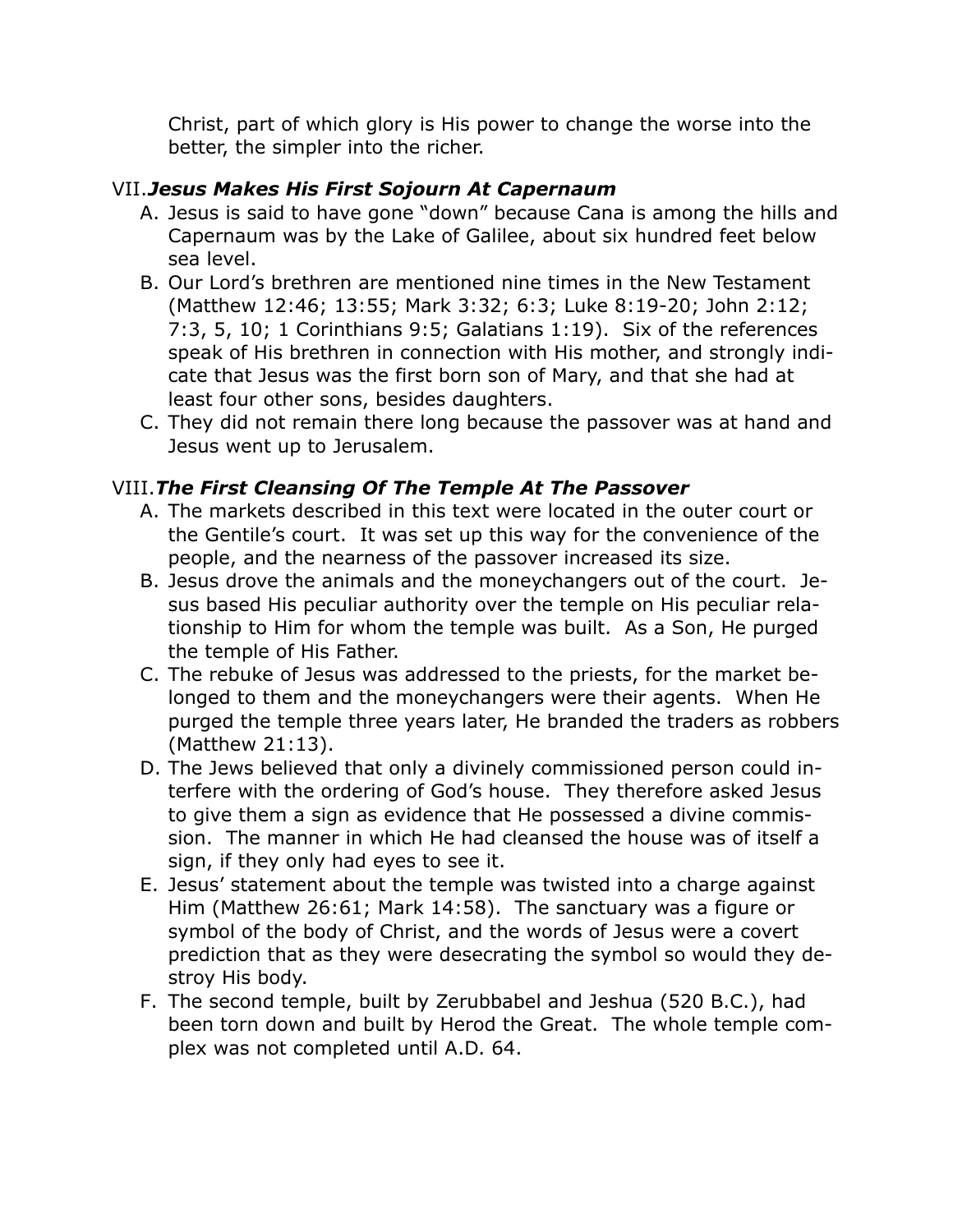Christ, part of which glory is His power to change the worse into the better, the simpler into the richer.

## VII. *Jesus Makes His First Sojourn At Capernaum*

A. Jesus is said to have gone "down" because Cana is among the hills and Capernaum was by the Lake of Galilee, about six hundred feet below sea level.

B. Our Lord's brethren are mentioned nine times in the New Testament (Matthew 12:46; 13:55; Mark 3:32; 6:3; Luke 8:19-20; John 2:12; 7:3, 5, 10; 1 Corinthians 9:5; Galatians 1:19). Six of the references speak of His brethren in connection with His mother, and strongly indicate that Jesus was the first born son of Mary, and that she had at least four other sons, besides daughters.

C. They did not remain there long because the passover was at hand and Jesus went up to Jerusalem.

## VIII. *The First Cleansing Of The Temple At The Passover*

A. The markets described in this text were located in the outer court or the Gentile's court. It was set up this way for the convenience of the people, and the nearness of the passover increased its size.

B. Jesus drove the animals and the moneychangers out of the court. Jesus based His peculiar authority over the temple on His peculiar relationship to Him for whom the temple was built. As a Son, He purged the temple of His Father.

C. The rebuke of Jesus was addressed to the priests, for the market belonged to them and the moneychangers were their agents. When He purged the temple three years later, He branded the traders as robbers (Matthew 21:13).

D. The Jews believed that only a divinely commissioned person could interfere with the ordering of God's house. They therefore asked Jesus to give them a sign as evidence that He possessed a divine commission. The manner in which He had cleansed the house was of itself a sign, if they only had eyes to see it.

E. Jesus' statement about the temple was twisted into a charge against Him (Matthew 26:61; Mark 14:58). The sanctuary was a figure or symbol of the body of Christ, and the words of Jesus were a covert prediction that as they were desecrating the symbol so would they destroy His body.

F. The second temple, built by Zerubbabel and Jeshua (520 B.C.), had been torn down and built by Herod the Great. The whole temple complex was not completed until A.D. 64.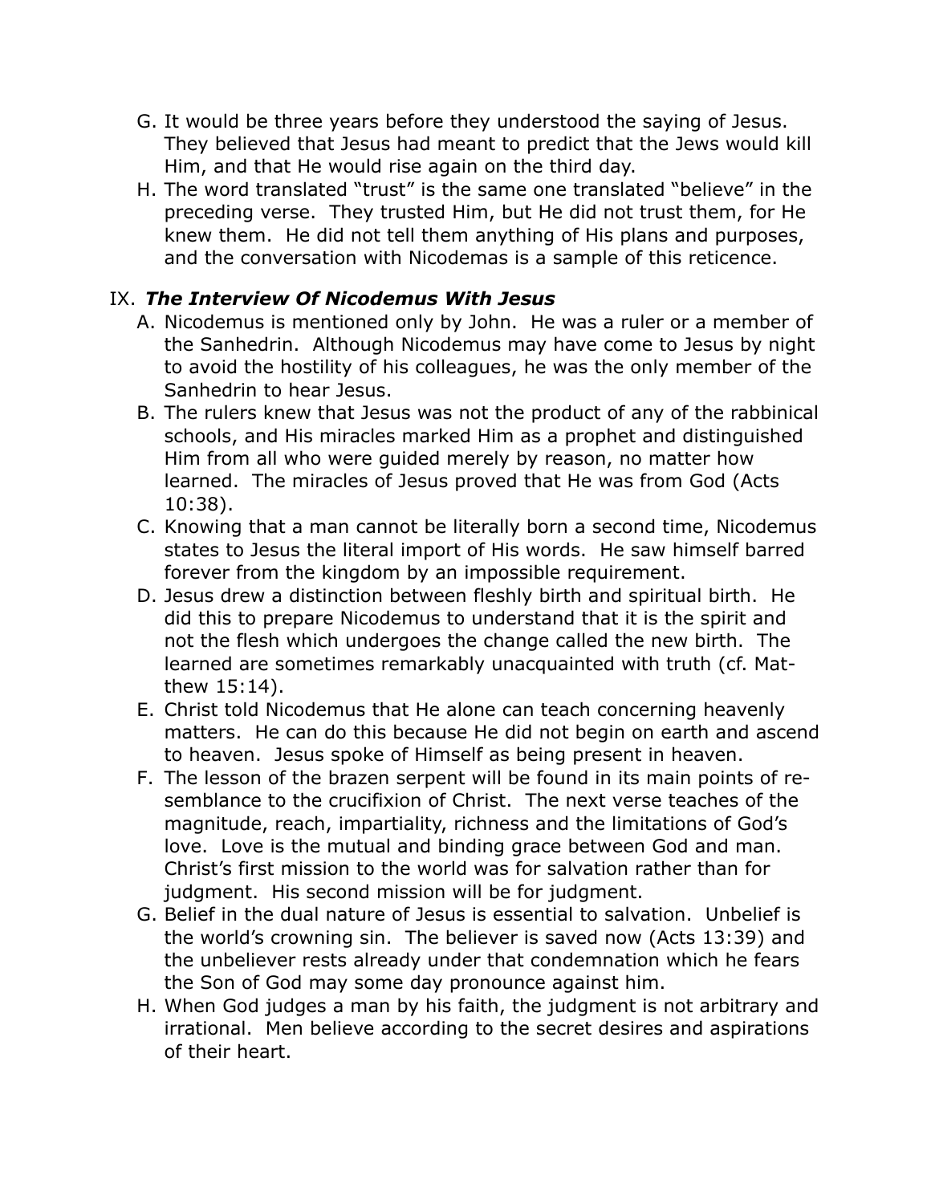G. It would be three years before they understood the saying of Jesus. They believed that Jesus had meant to predict that the Jews would kill Him, and that He would rise again on the third day.

H. The word translated “trust” is the same one translated “believe” in the preceding verse. They trusted Him, but He did not trust them, for He knew them. He did not tell them anything of His plans and purposes, and the conversation with Nicodemas is a sample of this reticence.

## IX. ***The Interview Of Nicodemus With Jesus***

A. Nicodemus is mentioned only by John. He was a ruler or a member of the Sanhedrin. Although Nicodemus may have come to Jesus by night to avoid the hostility of his colleagues, he was the only member of the Sanhedrin to hear Jesus.

B. The rulers knew that Jesus was not the product of any of the rabbinical schools, and His miracles marked Him as a prophet and distinguished Him from all who were guided merely by reason, no matter how learned. The miracles of Jesus proved that He was from God (Acts 10:38).

C. Knowing that a man cannot be literally born a second time, Nicodemus states to Jesus the literal import of His words. He saw himself barred forever from the kingdom by an impossible requirement.

D. Jesus drew a distinction between fleshly birth and spiritual birth. He did this to prepare Nicodemus to understand that it is the spirit and not the flesh which undergoes the change called the new birth. The learned are sometimes remarkably unacquainted with truth (cf. Matthew 15:14).

E. Christ told Nicodemus that He alone can teach concerning heavenly matters. He can do this because He did not begin on earth and ascend to heaven. Jesus spoke of Himself as being present in heaven.

F. The lesson of the brazen serpent will be found in its main points of resemblance to the crucifixion of Christ. The next verse teaches of the magnitude, reach, impartiality, richness and the limitations of God’s love. Love is the mutual and binding grace between God and man. Christ’s first mission to the world was for salvation rather than for judgment. His second mission will be for judgment.

G. Belief in the dual nature of Jesus is essential to salvation. Unbelief is the world’s crowning sin. The believer is saved now (Acts 13:39) and the unbeliever rests already under that condemnation which he fears the Son of God may some day pronounce against him.

H. When God judges a man by his faith, the judgment is not arbitrary and irrational. Men believe according to the secret desires and aspirations of their heart.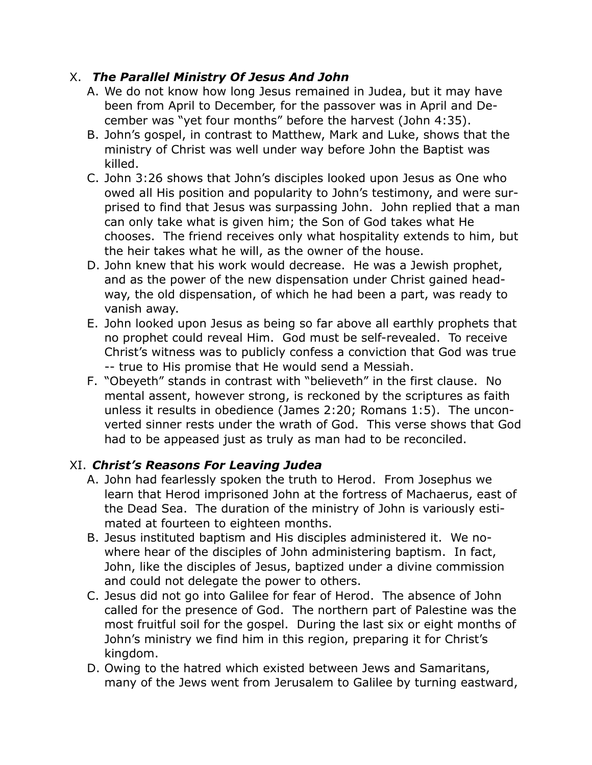## X. ***The Parallel Ministry Of Jesus And John***

A. We do not know how long Jesus remained in Judea, but it may have been from April to December, for the passover was in April and December was "yet four months" before the harvest (John 4:35).

B. John's gospel, in contrast to Matthew, Mark and Luke, shows that the ministry of Christ was well under way before John the Baptist was killed.

C. John 3:26 shows that John's disciples looked upon Jesus as One who owed all His position and popularity to John's testimony, and were surprised to find that Jesus was surpassing John. John replied that a man can only take what is given him; the Son of God takes what He chooses. The friend receives only what hospitality extends to him, but the heir takes what he will, as the owner of the house.

D. John knew that his work would decrease. He was a Jewish prophet, and as the power of the new dispensation under Christ gained headway, the old dispensation, of which he had been a part, was ready to vanish away.

E. John looked upon Jesus as being so far above all earthly prophets that no prophet could reveal Him. God must be self-revealed. To receive Christ's witness was to publicly confess a conviction that God was true -- true to His promise that He would send a Messiah.

F. "Obeyeth" stands in contrast with "believeth" in the first clause. No mental assent, however strong, is reckoned by the scriptures as faith unless it results in obedience (James 2:20; Romans 1:5). The unconverted sinner rests under the wrath of God. This verse shows that God had to be appeased just as truly as man had to be reconciled.

## XI. ***Christ's Reasons For Leaving Judea***

A. John had fearlessly spoken the truth to Herod. From Josephus we learn that Herod imprisoned John at the fortress of Machaerus, east of the Dead Sea. The duration of the ministry of John is variously estimated at fourteen to eighteen months.

B. Jesus instituted baptism and His disciples administered it. We nowhere hear of the disciples of John administering baptism. In fact, John, like the disciples of Jesus, baptized under a divine commission and could not delegate the power to others.

C. Jesus did not go into Galilee for fear of Herod. The absence of John called for the presence of God. The northern part of Palestine was the most fruitful soil for the gospel. During the last six or eight months of John's ministry we find him in this region, preparing it for Christ's kingdom.

D. Owing to the hatred which existed between Jews and Samaritans, many of the Jews went from Jerusalem to Galilee by turning eastward,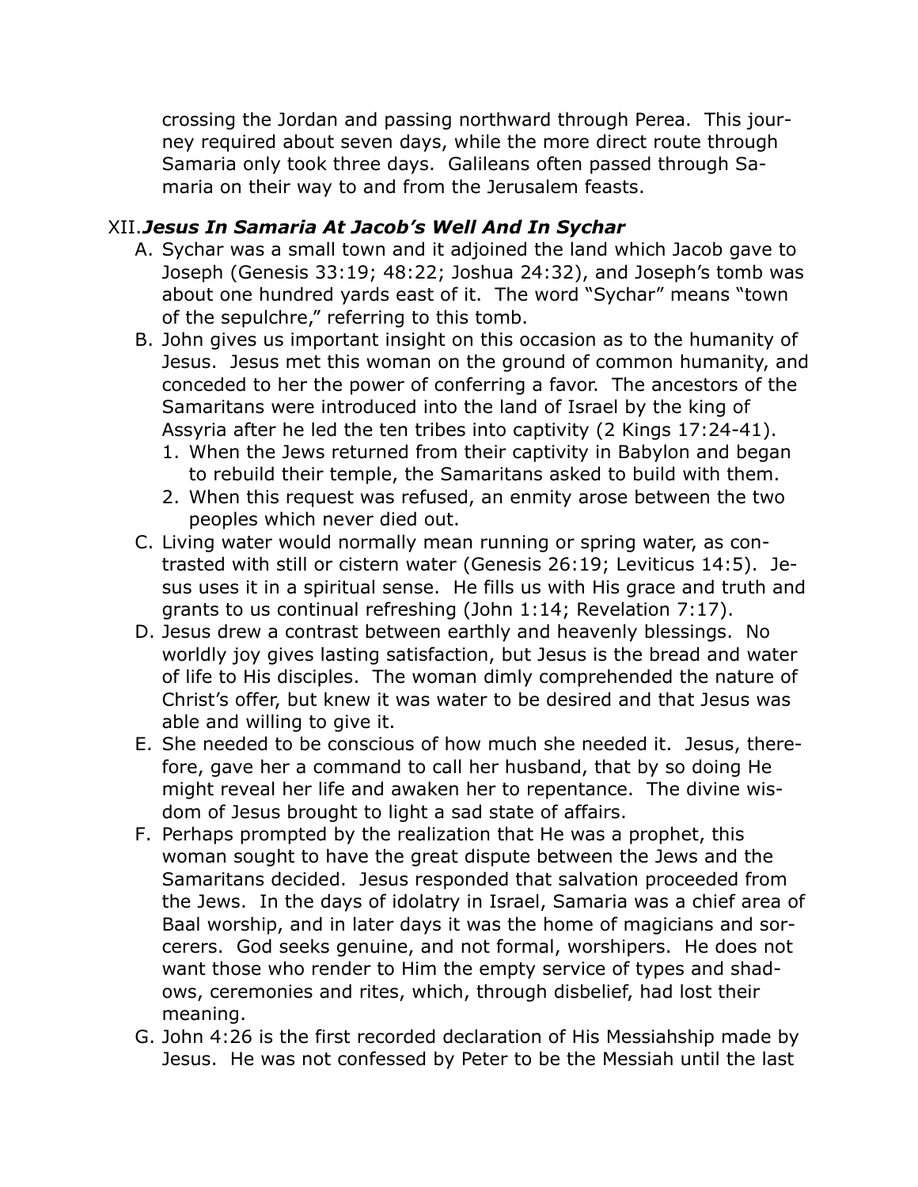crossing the Jordan and passing northward through Perea. This journey required about seven days, while the more direct route through Samaria only took three days. Galileans often passed through Samaria on their way to and from the Jerusalem feasts.

## XII. *Jesus In Samaria At Jacob's Well And In Sychar*

A. Sychar was a small town and it adjoined the land which Jacob gave to Joseph (Genesis 33:19; 48:22; Joshua 24:32), and Joseph's tomb was about one hundred yards east of it. The word "Sychar" means "town of the sepulchre," referring to this tomb.

B. John gives us important insight on this occasion as to the humanity of Jesus. Jesus met this woman on the ground of common humanity, and conceded to her the power of conferring a favor. The ancestors of the Samaritans were introduced into the land of Israel by the king of Assyria after he led the ten tribes into captivity (2 Kings 17:24-41).
   1. When the Jews returned from their captivity in Babylon and began to rebuild their temple, the Samaritans asked to build with them.
   2. When this request was refused, an enmity arose between the two peoples which never died out.

C. Living water would normally mean running or spring water, as contrasted with still or cistern water (Genesis 26:19; Leviticus 14:5). Jesus uses it in a spiritual sense. He fills us with His grace and truth and grants to us continual refreshing (John 1:14; Revelation 7:17).

D. Jesus drew a contrast between earthly and heavenly blessings. No worldly joy gives lasting satisfaction, but Jesus is the bread and water of life to His disciples. The woman dimly comprehended the nature of Christ's offer, but knew it was water to be desired and that Jesus was able and willing to give it.

E. She needed to be conscious of how much she needed it. Jesus, therefore, gave her a command to call her husband, that by so doing He might reveal her life and awaken her to repentance. The divine wisdom of Jesus brought to light a sad state of affairs.

F. Perhaps prompted by the realization that He was a prophet, this woman sought to have the great dispute between the Jews and the Samaritans decided. Jesus responded that salvation proceeded from the Jews. In the days of idolatry in Israel, Samaria was a chief area of Baal worship, and in later days it was the home of magicians and sorcerers. God seeks genuine, and not formal, worshipers. He does not want those who render to Him the empty service of types and shadows, ceremonies and rites, which, through disbelief, had lost their meaning.

G. John 4:26 is the first recorded declaration of His Messiahship made by Jesus. He was not confessed by Peter to be the Messiah until the last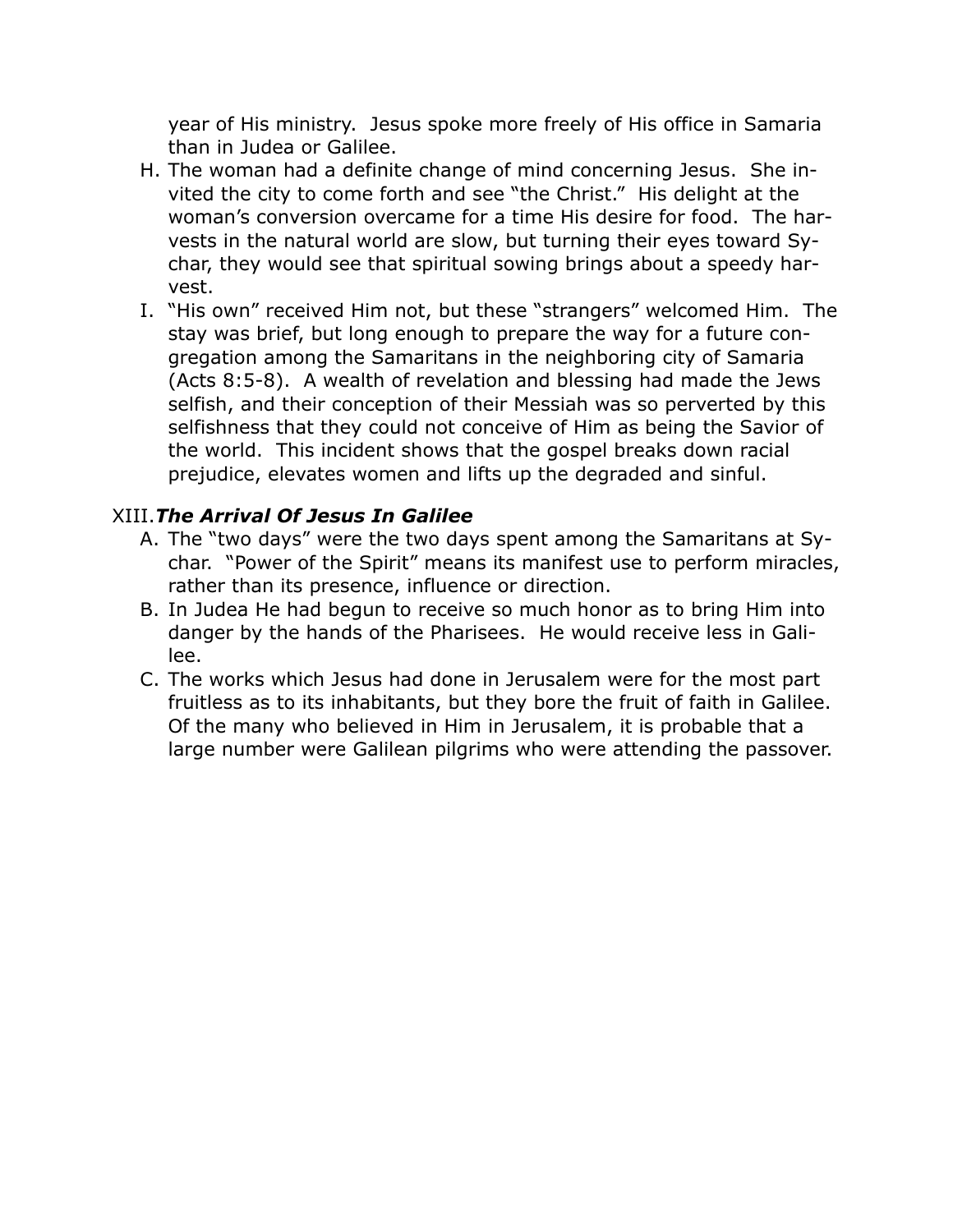year of His ministry. Jesus spoke more freely of His office in Samaria than in Judea or Galilee.

H. The woman had a definite change of mind concerning Jesus. She invited the city to come forth and see "the Christ." His delight at the woman's conversion overcame for a time His desire for food. The harvests in the natural world are slow, but turning their eyes toward Sychar, they would see that spiritual sowing brings about a speedy harvest.

I. "His own" received Him not, but these "strangers" welcomed Him. The stay was brief, but long enough to prepare the way for a future congregation among the Samaritans in the neighboring city of Samaria (Acts 8:5-8). A wealth of revelation and blessing had made the Jews selfish, and their conception of their Messiah was so perverted by this selfishness that they could not conceive of Him as being the Savior of the world. This incident shows that the gospel breaks down racial prejudice, elevates women and lifts up the degraded and sinful.

### XIII. *The Arrival Of Jesus In Galilee*

A. The "two days" were the two days spent among the Samaritans at Sychar. "Power of the Spirit" means its manifest use to perform miracles, rather than its presence, influence or direction.

B. In Judea He had begun to receive so much honor as to bring Him into danger by the hands of the Pharisees. He would receive less in Galilee.

C. The works which Jesus had done in Jerusalem were for the most part fruitless as to its inhabitants, but they bore the fruit of faith in Galilee. Of the many who believed in Him in Jerusalem, it is probable that a large number were Galilean pilgrims who were attending the passover.